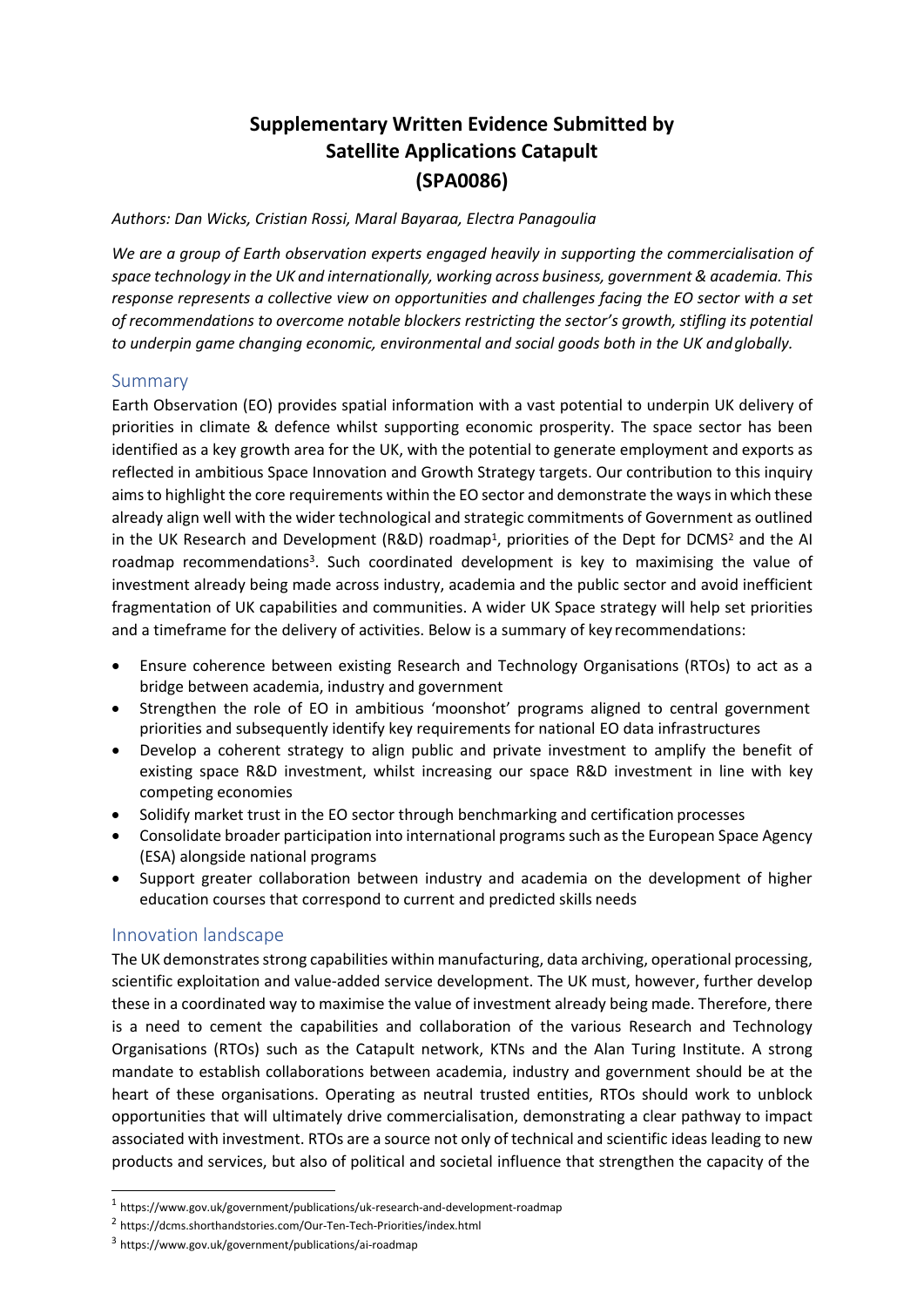# Supplementary Written Evidence Submitted by Satellite Applications Catapult (SPA0086)

*Authors: Dan Wicks, Cristian Rossi, Maral Bayaraa, Electra Panagoulia*

*We are a group of Earth observation experts engaged heavily in supporting the commercialisation of space technology in the UK and internationally, working across business, government & academia. This response represents a collective view on opportunities and challenges facing the EO sector with a set of recommendations to overcome notable blockers restricting the sector's growth, stifling its potential to underpin game changing economic, environmental and social goods both in the UK and globally.*

## Summary

Earth Observation (EO) provides spatial information with a vast potential to underpin UK delivery of priorities in climate & defence whilst supporting economic prosperity. The space sector has been identified as a key growth area for the UK, with the potential to generate employment and exports as reflected in ambitious Space Innovation and Growth Strategy targets. Our contribution to this inquiry aims to highlight the core requirements within the EO sector and demonstrate the ways in which these already align well with the wider technological and strategic commitments of Government as outlined in the UK Research and Development (R&D) roadmap[1], priorities of the Dept for DCMS[2] and the AI roadmap recommendations[3]. Such coordinated development is key to maximising the value of investment already being made across industry, academia and the public sector and avoid inefficient fragmentation of UK capabilities and communities. A wider UK Space strategy will help set priorities and a timeframe for the delivery of activities. Below is a summary of key recommendations:

- Ensure coherence between existing Research and Technology Organisations (RTOs) to act as a bridge between academia, industry and government
- Strengthen the role of EO in ambitious 'moonshot' programs aligned to central government priorities and subsequently identify key requirements for national EO data infrastructures
- Develop a coherent strategy to align public and private investment to amplify the benefit of existing space R&D investment, whilst increasing our space R&D investment in line with key competing economies
- Solidify market trust in the EO sector through benchmarking and certification processes
- Consolidate broader participation into international programs such as the European Space Agency (ESA) alongside national programs
- Support greater collaboration between industry and academia on the development of higher education courses that correspond to current and predicted skills needs

## Innovation landscape

The UK demonstrates strong capabilities within manufacturing, data archiving, operational processing, scientific exploitation and value-added service development. The UK must, however, further develop these in a coordinated way to maximise the value of investment already being made. Therefore, there is a need to cement the capabilities and collaboration of the various Research and Technology Organisations (RTOs) such as the Catapult network, KTNs and the Alan Turing Institute. A strong mandate to establish collaborations between academia, industry and government should be at the heart of these organisations. Operating as neutral trusted entities, RTOs should work to unblock opportunities that will ultimately drive commercialisation, demonstrating a clear pathway to impact associated with investment. RTOs are a source not only of technical and scientific ideas leading to new products and services, but also of political and societal influence that strengthen the capacity of the

---

[1] https://www.gov.uk/government/publications/uk-research-and-development-roadmap

[2] https://dcms.shorthandstories.com/Our-Ten-Tech-Priorities/index.html

[3] https://www.gov.uk/government/publications/ai-roadmap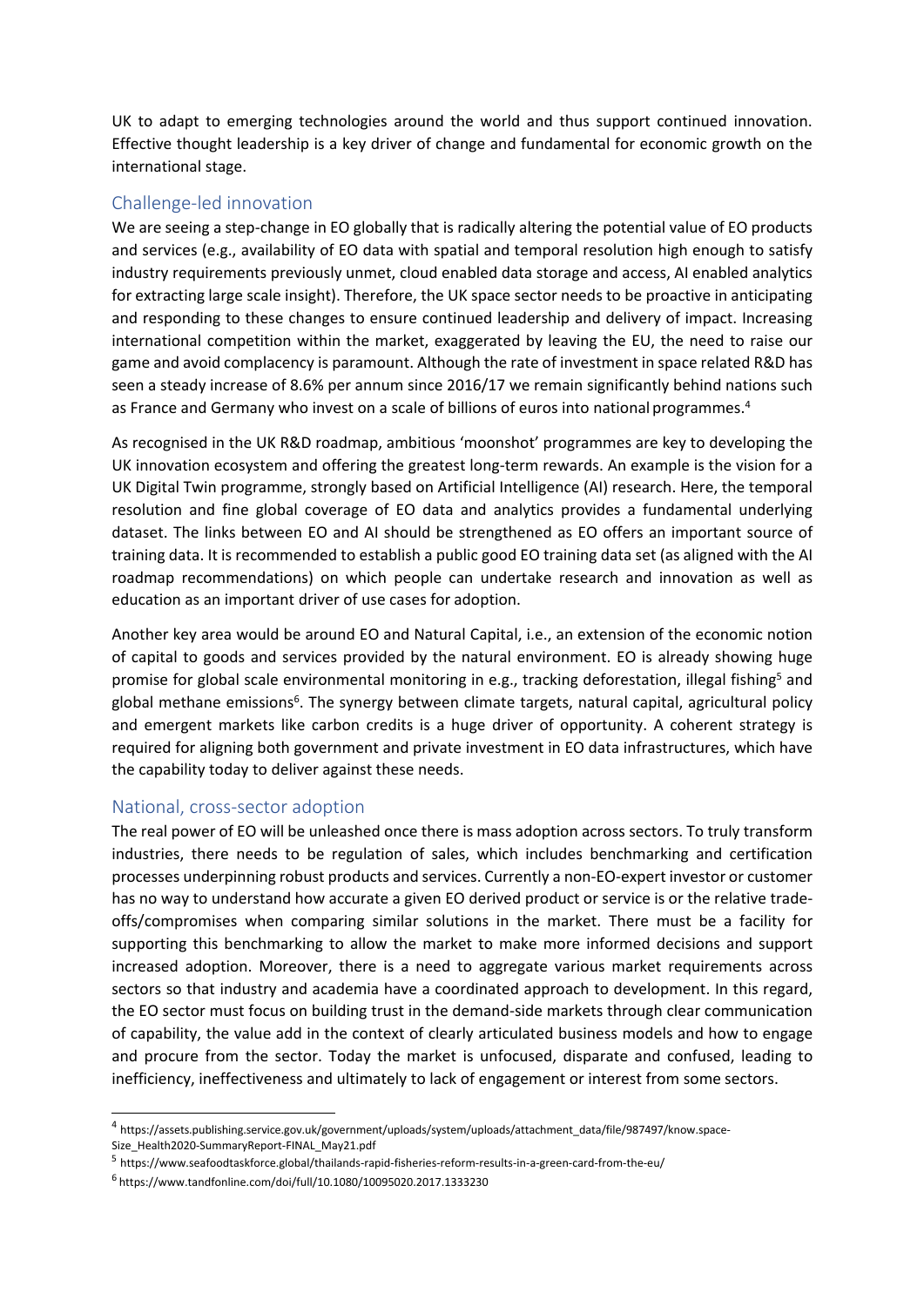UK to adapt to emerging technologies around the world and thus support continued innovation. Effective thought leadership is a key driver of change and fundamental for economic growth on the international stage.

## Challenge-led innovation

We are seeing a step-change in EO globally that is radically altering the potential value of EO products and services (e.g., availability of EO data with spatial and temporal resolution high enough to satisfy industry requirements previously unmet, cloud enabled data storage and access, AI enabled analytics for extracting large scale insight). Therefore, the UK space sector needs to be proactive in anticipating and responding to these changes to ensure continued leadership and delivery of impact. Increasing international competition within the market, exaggerated by leaving the EU, the need to raise our game and avoid complacency is paramount. Although the rate of investment in space related R&D has seen a steady increase of 8.6% per annum since 2016/17 we remain significantly behind nations such as France and Germany who invest on a scale of billions of euros into national programmes.[4]

As recognised in the UK R&D roadmap, ambitious 'moonshot' programmes are key to developing the UK innovation ecosystem and offering the greatest long-term rewards. An example is the vision for a UK Digital Twin programme, strongly based on Artificial Intelligence (AI) research. Here, the temporal resolution and fine global coverage of EO data and analytics provides a fundamental underlying dataset. The links between EO and AI should be strengthened as EO offers an important source of training data. It is recommended to establish a public good EO training data set (as aligned with the AI roadmap recommendations) on which people can undertake research and innovation as well as education as an important driver of use cases for adoption.

Another key area would be around EO and Natural Capital, i.e., an extension of the economic notion of capital to goods and services provided by the natural environment. EO is already showing huge promise for global scale environmental monitoring in e.g., tracking deforestation, illegal fishing[5] and global methane emissions[6]. The synergy between climate targets, natural capital, agricultural policy and emergent markets like carbon credits is a huge driver of opportunity. A coherent strategy is required for aligning both government and private investment in EO data infrastructures, which have the capability today to deliver against these needs.

## National, cross-sector adoption

The real power of EO will be unleashed once there is mass adoption across sectors. To truly transform industries, there needs to be regulation of sales, which includes benchmarking and certification processes underpinning robust products and services. Currently a non-EO-expert investor or customer has no way to understand how accurate a given EO derived product or service is or the relative trade-offs/compromises when comparing similar solutions in the market. There must be a facility for supporting this benchmarking to allow the market to make more informed decisions and support increased adoption. Moreover, there is a need to aggregate various market requirements across sectors so that industry and academia have a coordinated approach to development. In this regard, the EO sector must focus on building trust in the demand-side markets through clear communication of capability, the value add in the context of clearly articulated business models and how to engage and procure from the sector. Today the market is unfocused, disparate and confused, leading to inefficiency, ineffectiveness and ultimately to lack of engagement or interest from some sectors.

---

[4] https://assets.publishing.service.gov.uk/government/uploads/system/uploads/attachment_data/file/987497/know.space-Size_Health2020-SummaryReport-FINAL_May21.pdf

[5] https://www.seafoodtaskforce.global/thailands-rapid-fisheries-reform-results-in-a-green-card-from-the-eu/

[6] https://www.tandfonline.com/doi/full/10.1080/10095020.2017.1333230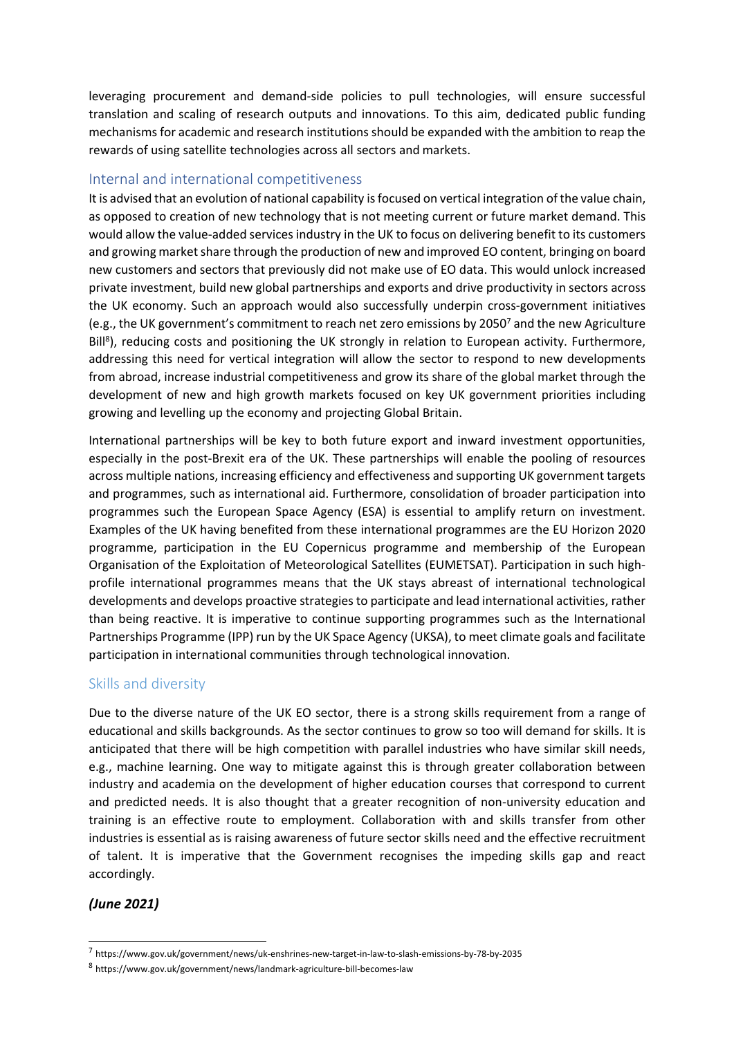leveraging procurement and demand-side policies to pull technologies, will ensure successful translation and scaling of research outputs and innovations. To this aim, dedicated public funding mechanisms for academic and research institutions should be expanded with the ambition to reap the rewards of using satellite technologies across all sectors and markets.

## Internal and international competitiveness

It is advised that an evolution of national capability is focused on vertical integration of the value chain, as opposed to creation of new technology that is not meeting current or future market demand. This would allow the value-added services industry in the UK to focus on delivering benefit to its customers and growing market share through the production of new and improved EO content, bringing on board new customers and sectors that previously did not make use of EO data. This would unlock increased private investment, build new global partnerships and exports and drive productivity in sectors across the UK economy. Such an approach would also successfully underpin cross-government initiatives (e.g., the UK government's commitment to reach net zero emissions by 2050[7] and the new Agriculture Bill[8]), reducing costs and positioning the UK strongly in relation to European activity. Furthermore, addressing this need for vertical integration will allow the sector to respond to new developments from abroad, increase industrial competitiveness and grow its share of the global market through the development of new and high growth markets focused on key UK government priorities including growing and levelling up the economy and projecting Global Britain.

International partnerships will be key to both future export and inward investment opportunities, especially in the post-Brexit era of the UK. These partnerships will enable the pooling of resources across multiple nations, increasing efficiency and effectiveness and supporting UK government targets and programmes, such as international aid. Furthermore, consolidation of broader participation into programmes such the European Space Agency (ESA) is essential to amplify return on investment. Examples of the UK having benefited from these international programmes are the EU Horizon 2020 programme, participation in the EU Copernicus programme and membership of the European Organisation of the Exploitation of Meteorological Satellites (EUMETSAT). Participation in such high-profile international programmes means that the UK stays abreast of international technological developments and develops proactive strategies to participate and lead international activities, rather than being reactive. It is imperative to continue supporting programmes such as the International Partnerships Programme (IPP) run by the UK Space Agency (UKSA), to meet climate goals and facilitate participation in international communities through technological innovation.

## Skills and diversity

Due to the diverse nature of the UK EO sector, there is a strong skills requirement from a range of educational and skills backgrounds. As the sector continues to grow so too will demand for skills. It is anticipated that there will be high competition with parallel industries who have similar skill needs, e.g., machine learning. One way to mitigate against this is through greater collaboration between industry and academia on the development of higher education courses that correspond to current and predicted needs. It is also thought that a greater recognition of non-university education and training is an effective route to employment. Collaboration with and skills transfer from other industries is essential as is raising awareness of future sector skills need and the effective recruitment of talent. It is imperative that the Government recognises the impeding skills gap and react accordingly.

***(June 2021)***

---

[7] https://www.gov.uk/government/news/uk-enshrines-new-target-in-law-to-slash-emissions-by-78-by-2035

[8] https://www.gov.uk/government/news/landmark-agriculture-bill-becomes-law